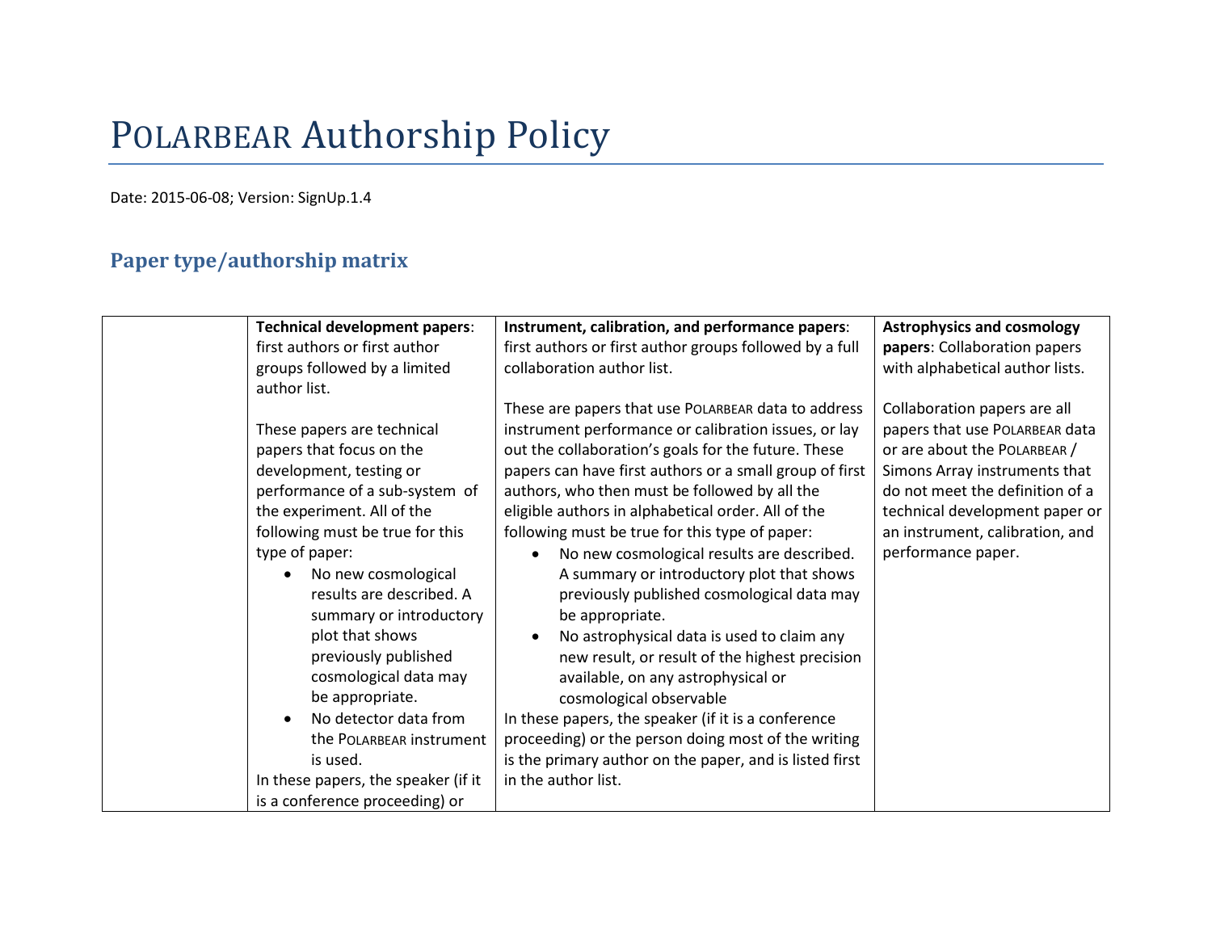# POLARBEAR Authorship Policy

Date: 2015-06-08; Version: SignUp.1.4

## Paper type/authorship matrix

| | **Technical development papers**: first authors or first author groups followed by a limited author list.<br><br>These papers are technical papers that focus on the development, testing or performance of a sub-system of the experiment. All of the following must be true for this type of paper:<br>• No new cosmological results are described. A summary or introductory plot that shows previously published cosmological data may be appropriate.<br>• No detector data from the POLARBEAR instrument is used.<br>In these papers, the speaker (if it is a conference proceeding) or | **Instrument, calibration, and performance papers**: first authors or first author groups followed by a full collaboration author list.<br><br>These are papers that use POLARBEAR data to address instrument performance or calibration issues, or lay out the collaboration's goals for the future. These papers can have first authors or a small group of first authors, who then must be followed by all the eligible authors in alphabetical order. All of the following must be true for this type of paper:<br>• No new cosmological results are described. A summary or introductory plot that shows previously published cosmological data may be appropriate.<br>• No astrophysical data is used to claim any new result, or result of the highest precision available, on any astrophysical or cosmological observable<br>In these papers, the speaker (if it is a conference proceeding) or the person doing most of the writing is the primary author on the paper, and is listed first in the author list. | **Astrophysics and cosmology papers**: Collaboration papers with alphabetical author lists.<br><br>Collaboration papers are all papers that use POLARBEAR data or are about the POLARBEAR / Simons Array instruments that do not meet the definition of a technical development paper or an instrument, calibration, and performance paper. |
|---|---|---|---|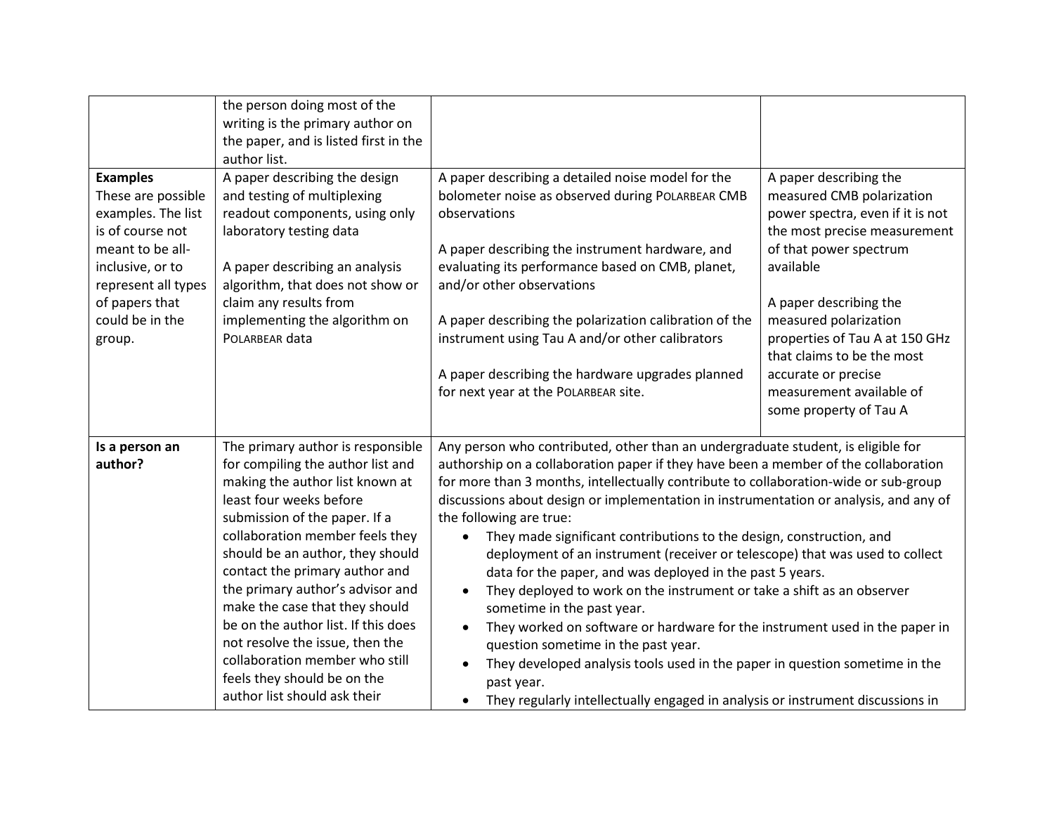| | | | |
|---|---|---|---|
| | the person doing most of the writing is the primary author on the paper, and is listed first in the author list. | | |
| **Examples**<br>These are possible examples. The list is of course not meant to be all-inclusive, or to represent all types of papers that could be in the group. | A paper describing the design and testing of multiplexing readout components, using only laboratory testing data<br><br>A paper describing an analysis algorithm, that does not show or claim any results from implementing the algorithm on POLARBEAR data | A paper describing a detailed noise model for the bolometer noise as observed during POLARBEAR CMB observations<br><br>A paper describing the instrument hardware, and evaluating its performance based on CMB, planet, and/or other observations<br><br>A paper describing the polarization calibration of the instrument using Tau A and/or other calibrators<br><br>A paper describing the hardware upgrades planned for next year at the POLARBEAR site. | A paper describing the measured CMB polarization power spectra, even if it is not the most precise measurement of that power spectrum available<br><br>A paper describing the measured polarization properties of Tau A at 150 GHz that claims to be the most accurate or precise measurement available of some property of Tau A |
| **Is a person an author?** | The primary author is responsible for compiling the author list and making the author list known at least four weeks before submission of the paper. If a collaboration member feels they should be an author, they should contact the primary author and the primary author's advisor and make the case that they should be on the author list. If this does not resolve the issue, then the collaboration member who still feels they should be on the author list should ask their | Any person who contributed, other than an undergraduate student, is eligible for authorship on a collaboration paper if they have been a member of the collaboration for more than 3 months, intellectually contribute to collaboration-wide or sub-group discussions about design or implementation in instrumentation or analysis, and any of the following are true:<br>• They made significant contributions to the design, construction, and deployment of an instrument (receiver or telescope) that was used to collect data for the paper, and was deployed in the past 5 years.<br>• They deployed to work on the instrument or take a shift as an observer sometime in the past year.<br>• They worked on software or hardware for the instrument used in the paper in question sometime in the past year.<br>• They developed analysis tools used in the paper in question sometime in the past year.<br>• They regularly intellectually engaged in analysis or instrument discussions in | |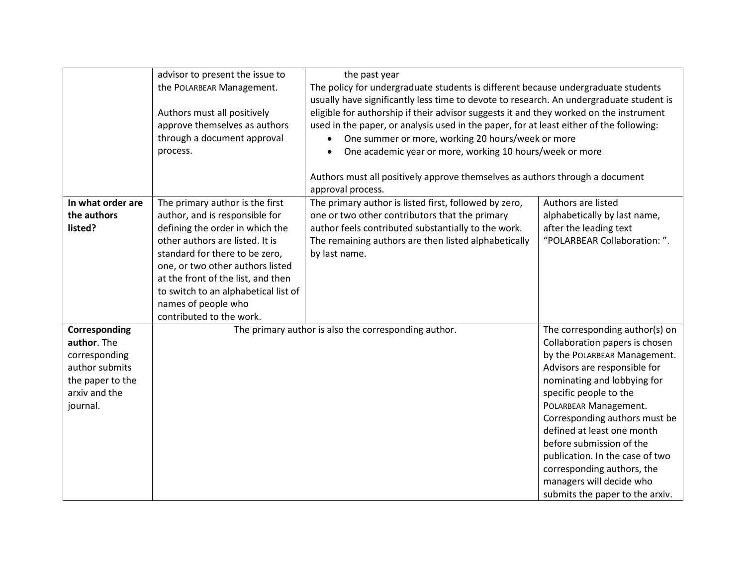| | | | |
|---|---|---|---|
| | advisor to present the issue to the POLARBEAR Management.<br><br>Authors must all positively approve themselves as authors through a document approval process. | the past year<br>The policy for undergraduate students is different because undergraduate students usually have significantly less time to devote to research. An undergraduate student is eligible for authorship if their advisor suggests it and they worked on the instrument used in the paper, or analysis used in the paper, for at least either of the following:<br>• One summer or more, working 20 hours/week or more<br>• One academic year or more, working 10 hours/week or more<br><br>Authors must all positively approve themselves as authors through a document approval process. | |
| **In what order are the authors listed?** | The primary author is the first author, and is responsible for defining the order in which the other authors are listed. It is standard for there to be zero, one, or two other authors listed at the front of the list, and then to switch to an alphabetical list of names of people who contributed to the work. | The primary author is listed first, followed by zero, one or two other contributors that the primary author feels contributed substantially to the work. The remaining authors are then listed alphabetically by last name. | Authors are listed alphabetically by last name, after the leading text "POLARBEAR Collaboration: ". |
| **Corresponding author**. The corresponding author submits the paper to the arxiv and the journal. | The primary author is also the corresponding author. | | The corresponding author(s) on Collaboration papers is chosen by the POLARBEAR Management. Advisors are responsible for nominating and lobbying for specific people to the POLARBEAR Management. Corresponding authors must be defined at least one month before submission of the publication. In the case of two corresponding authors, the managers will decide who submits the paper to the arxiv. |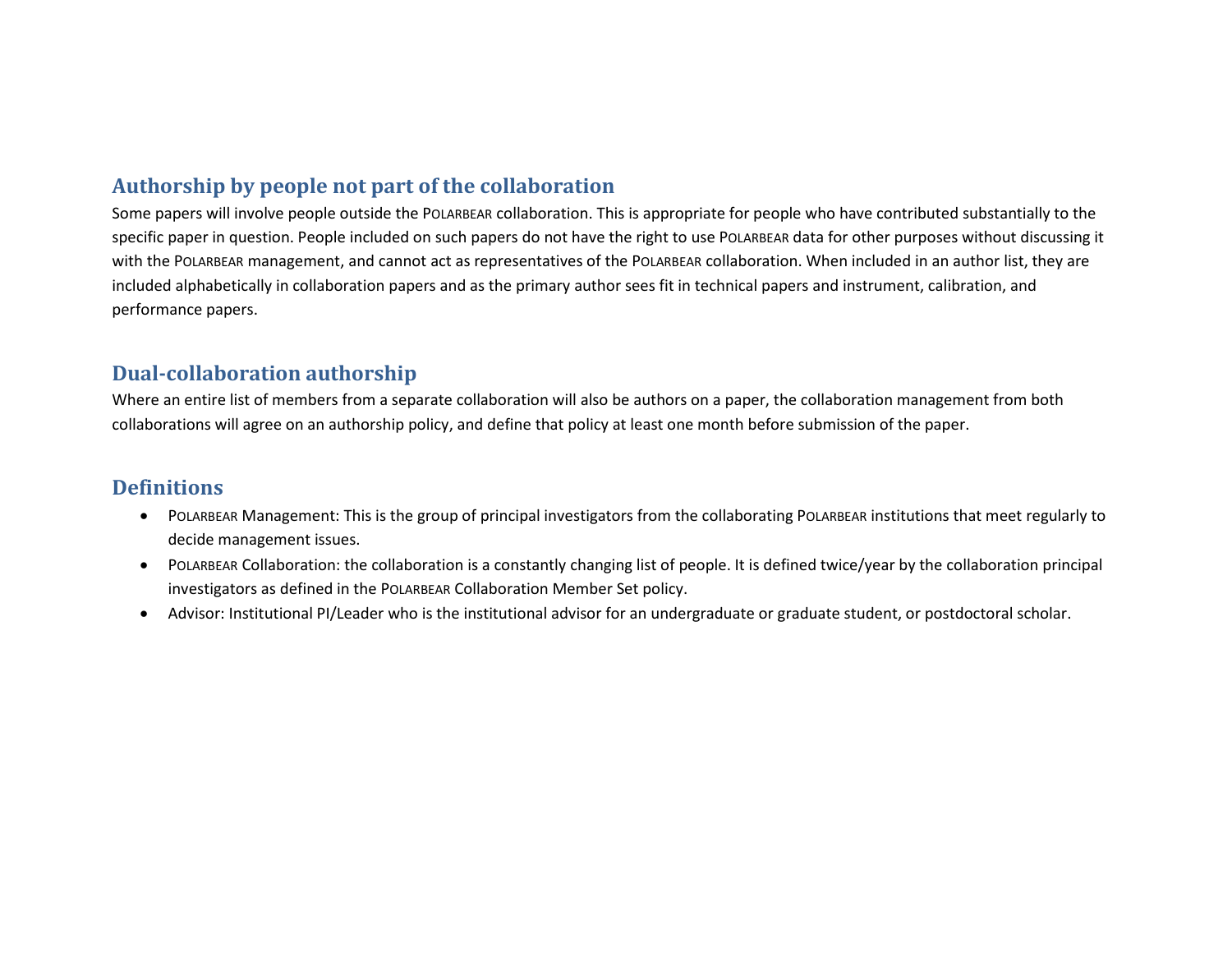## Authorship by people not part of the collaboration

Some papers will involve people outside the POLARBEAR collaboration. This is appropriate for people who have contributed substantially to the specific paper in question. People included on such papers do not have the right to use POLARBEAR data for other purposes without discussing it with the POLARBEAR management, and cannot act as representatives of the POLARBEAR collaboration. When included in an author list, they are included alphabetically in collaboration papers and as the primary author sees fit in technical papers and instrument, calibration, and performance papers.

## Dual-collaboration authorship

Where an entire list of members from a separate collaboration will also be authors on a paper, the collaboration management from both collaborations will agree on an authorship policy, and define that policy at least one month before submission of the paper.

## Definitions

- POLARBEAR Management: This is the group of principal investigators from the collaborating POLARBEAR institutions that meet regularly to decide management issues.
- POLARBEAR Collaboration: the collaboration is a constantly changing list of people. It is defined twice/year by the collaboration principal investigators as defined in the POLARBEAR Collaboration Member Set policy.
- Advisor: Institutional PI/Leader who is the institutional advisor for an undergraduate or graduate student, or postdoctoral scholar.